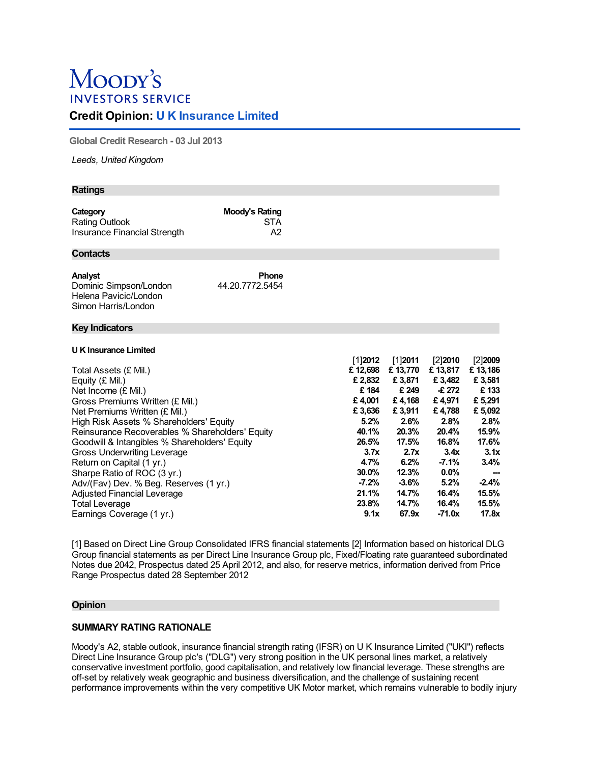# Moody's INVESTORS SERVICE

## Credit Opinion: U K Insurance Limited

Global Credit Research - 03 Jul 2013

*Leeds, United Kingdom*

### Ratings

| Category | Moody's Rating |
|---|---|
| Rating Outlook | STA |
| Insurance Financial Strength | A2 |

### Contacts

| Analyst | Phone |
|---|---|
| Dominic Simpson/London | 44.20.7772.5454 |
| Helena Pavicic/London | |
| Simon Harris/London | |

### Key Indicators

**U K Insurance Limited**

| | [1]**2012** | [1]**2011** | [2]**2010** | [2]**2009** |
|---|---|---|---|---|
| Total Assets (£ Mil.) | **£ 12,698** | **£ 13,770** | **£ 13,817** | **£ 13,186** |
| Equity (£ Mil.) | **£ 2,832** | **£ 3,871** | **£ 3,482** | **£ 3,581** |
| Net Income (£ Mil.) | **£ 184** | **£ 249** | **-£ 272** | **£ 133** |
| Gross Premiums Written (£ Mil.) | **£ 4,001** | **£ 4,168** | **£ 4,971** | **£ 5,291** |
| Net Premiums Written (£ Mil.) | **£ 3,636** | **£ 3,911** | **£ 4,788** | **£ 5,092** |
| High Risk Assets % Shareholders' Equity | **5.2%** | **2.6%** | **2.8%** | **2.8%** |
| Reinsurance Recoverables % Shareholders' Equity | **40.1%** | **20.3%** | **20.4%** | **15.9%** |
| Goodwill & Intangibles % Shareholders' Equity | **26.5%** | **17.5%** | **16.8%** | **17.6%** |
| Gross Underwriting Leverage | **3.7x** | **2.7x** | **3.4x** | **3.1x** |
| Return on Capital (1 yr.) | **4.7%** | **6.2%** | **-7.1%** | **3.4%** |
| Sharpe Ratio of ROC (3 yr.) | **30.0%** | **12.3%** | **0.0%** | **---** |
| Adv/(Fav) Dev. % Beg. Reserves (1 yr.) | **-7.2%** | **-3.6%** | **5.2%** | **-2.4%** |
| Adjusted Financial Leverage | **21.1%** | **14.7%** | **16.4%** | **15.5%** |
| Total Leverage | **23.8%** | **14.7%** | **16.4%** | **15.5%** |
| Earnings Coverage (1 yr.) | **9.1x** | **67.9x** | **-71.0x** | **17.8x** |

[1] Based on Direct Line Group Consolidated IFRS financial statements [2] Information based on historical DLG Group financial statements as per Direct Line Insurance Group plc, Fixed/Floating rate guaranteed subordinated Notes due 2042, Prospectus dated 25 April 2012, and also, for reserve metrics, information derived from Price Range Prospectus dated 28 September 2012

### Opinion

#### SUMMARY RATING RATIONALE

Moody's A2, stable outlook, insurance financial strength rating (IFSR) on U K Insurance Limited ("UKI") reflects Direct Line Insurance Group plc's ("DLG") very strong position in the UK personal lines market, a relatively conservative investment portfolio, good capitalisation, and relatively low financial leverage. These strengths are off-set by relatively weak geographic and business diversification, and the challenge of sustaining recent performance improvements within the very competitive UK Motor market, which remains vulnerable to bodily injury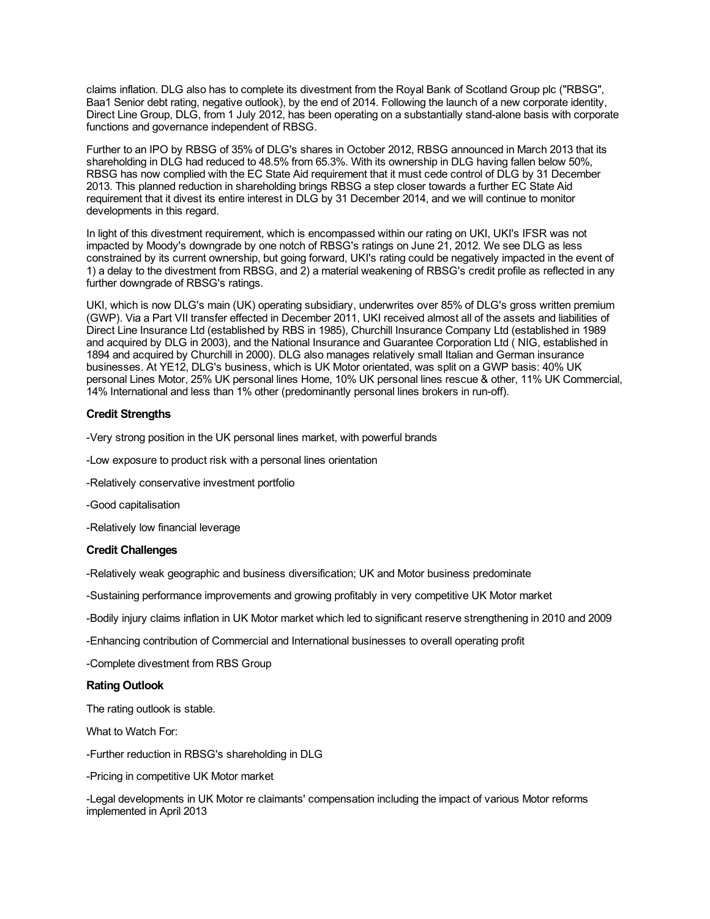claims inflation. DLG also has to complete its divestment from the Royal Bank of Scotland Group plc ("RBSG", Baa1 Senior debt rating, negative outlook), by the end of 2014. Following the launch of a new corporate identity, Direct Line Group, DLG, from 1 July 2012, has been operating on a substantially stand-alone basis with corporate functions and governance independent of RBSG.

Further to an IPO by RBSG of 35% of DLG's shares in October 2012, RBSG announced in March 2013 that its shareholding in DLG had reduced to 48.5% from 65.3%. With its ownership in DLG having fallen below 50%, RBSG has now complied with the EC State Aid requirement that it must cede control of DLG by 31 December 2013. This planned reduction in shareholding brings RBSG a step closer towards a further EC State Aid requirement that it divest its entire interest in DLG by 31 December 2014, and we will continue to monitor developments in this regard.

In light of this divestment requirement, which is encompassed within our rating on UKI, UKI's IFSR was not impacted by Moody's downgrade by one notch of RBSG's ratings on June 21, 2012. We see DLG as less constrained by its current ownership, but going forward, UKI's rating could be negatively impacted in the event of 1) a delay to the divestment from RBSG, and 2) a material weakening of RBSG's credit profile as reflected in any further downgrade of RBSG's ratings.

UKI, which is now DLG's main (UK) operating subsidiary, underwrites over 85% of DLG's gross written premium (GWP). Via a Part VII transfer effected in December 2011, UKI received almost all of the assets and liabilities of Direct Line Insurance Ltd (established by RBS in 1985), Churchill Insurance Company Ltd (established in 1989 and acquired by DLG in 2003), and the National Insurance and Guarantee Corporation Ltd ( NIG, established in 1894 and acquired by Churchill in 2000). DLG also manages relatively small Italian and German insurance businesses. At YE12, DLG's business, which is UK Motor orientated, was split on a GWP basis: 40% UK personal Lines Motor, 25% UK personal lines Home, 10% UK personal lines rescue & other, 11% UK Commercial, 14% International and less than 1% other (predominantly personal lines brokers in run-off).

### Credit Strengths

-Very strong position in the UK personal lines market, with powerful brands

-Low exposure to product risk with a personal lines orientation

-Relatively conservative investment portfolio

-Good capitalisation

-Relatively low financial leverage

### Credit Challenges

-Relatively weak geographic and business diversification; UK and Motor business predominate

-Sustaining performance improvements and growing profitably in very competitive UK Motor market

-Bodily injury claims inflation in UK Motor market which led to significant reserve strengthening in 2010 and 2009

-Enhancing contribution of Commercial and International businesses to overall operating profit

-Complete divestment from RBS Group

### Rating Outlook

The rating outlook is stable.

What to Watch For:

-Further reduction in RBSG's shareholding in DLG

-Pricing in competitive UK Motor market

-Legal developments in UK Motor re claimants' compensation including the impact of various Motor reforms implemented in April 2013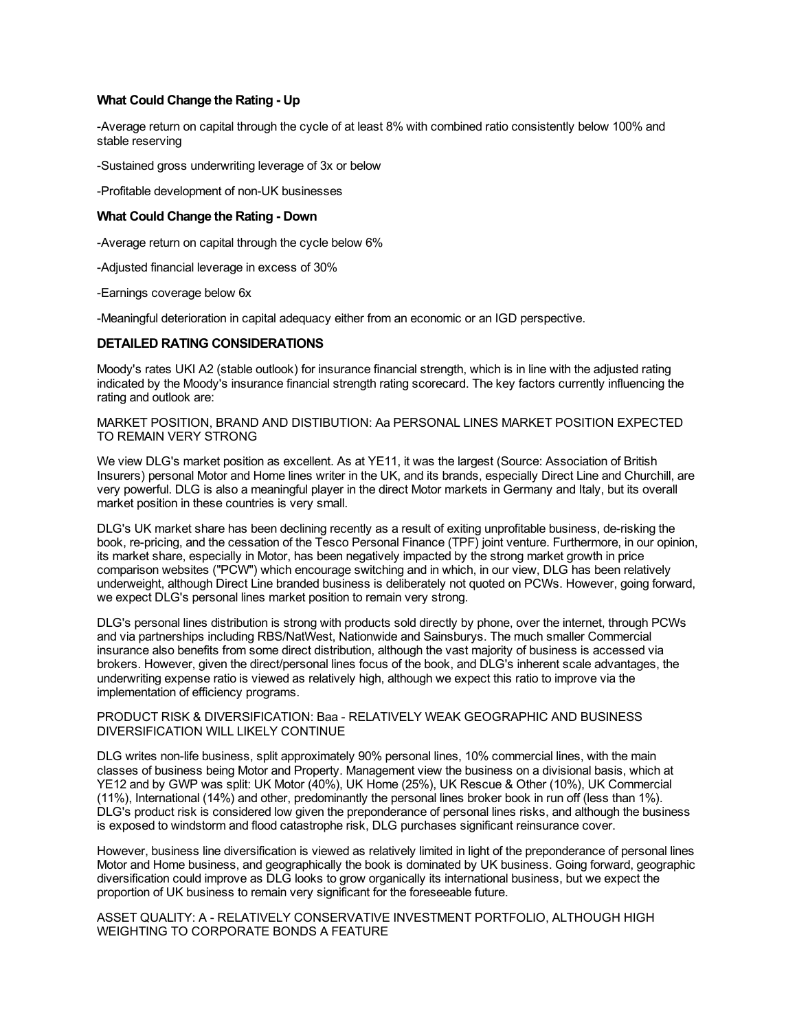### What Could Change the Rating - Up

-Average return on capital through the cycle of at least 8% with combined ratio consistently below 100% and stable reserving

-Sustained gross underwriting leverage of 3x or below

-Profitable development of non-UK businesses

### What Could Change the Rating - Down

-Average return on capital through the cycle below 6%

-Adjusted financial leverage in excess of 30%

-Earnings coverage below 6x

-Meaningful deterioration in capital adequacy either from an economic or an IGD perspective.

## DETAILED RATING CONSIDERATIONS

Moody's rates UKI A2 (stable outlook) for insurance financial strength, which is in line with the adjusted rating indicated by the Moody's insurance financial strength rating scorecard. The key factors currently influencing the rating and outlook are:

MARKET POSITION, BRAND AND DISTIBUTION: Aa PERSONAL LINES MARKET POSITION EXPECTED TO REMAIN VERY STRONG

We view DLG's market position as excellent. As at YE11, it was the largest (Source: Association of British Insurers) personal Motor and Home lines writer in the UK, and its brands, especially Direct Line and Churchill, are very powerful. DLG is also a meaningful player in the direct Motor markets in Germany and Italy, but its overall market position in these countries is very small.

DLG's UK market share has been declining recently as a result of exiting unprofitable business, de-risking the book, re-pricing, and the cessation of the Tesco Personal Finance (TPF) joint venture. Furthermore, in our opinion, its market share, especially in Motor, has been negatively impacted by the strong market growth in price comparison websites ("PCW") which encourage switching and in which, in our view, DLG has been relatively underweight, although Direct Line branded business is deliberately not quoted on PCWs. However, going forward, we expect DLG's personal lines market position to remain very strong.

DLG's personal lines distribution is strong with products sold directly by phone, over the internet, through PCWs and via partnerships including RBS/NatWest, Nationwide and Sainsburys. The much smaller Commercial insurance also benefits from some direct distribution, although the vast majority of business is accessed via brokers. However, given the direct/personal lines focus of the book, and DLG's inherent scale advantages, the underwriting expense ratio is viewed as relatively high, although we expect this ratio to improve via the implementation of efficiency programs.

PRODUCT RISK & DIVERSIFICATION: Baa - RELATIVELY WEAK GEOGRAPHIC AND BUSINESS DIVERSIFICATION WILL LIKELY CONTINUE

DLG writes non-life business, split approximately 90% personal lines, 10% commercial lines, with the main classes of business being Motor and Property. Management view the business on a divisional basis, which at YE12 and by GWP was split: UK Motor (40%), UK Home (25%), UK Rescue & Other (10%), UK Commercial (11%), International (14%) and other, predominantly the personal lines broker book in run off (less than 1%). DLG's product risk is considered low given the preponderance of personal lines risks, and although the business is exposed to windstorm and flood catastrophe risk, DLG purchases significant reinsurance cover.

However, business line diversification is viewed as relatively limited in light of the preponderance of personal lines Motor and Home business, and geographically the book is dominated by UK business. Going forward, geographic diversification could improve as DLG looks to grow organically its international business, but we expect the proportion of UK business to remain very significant for the foreseeable future.

ASSET QUALITY: A - RELATIVELY CONSERVATIVE INVESTMENT PORTFOLIO, ALTHOUGH HIGH WEIGHTING TO CORPORATE BONDS A FEATURE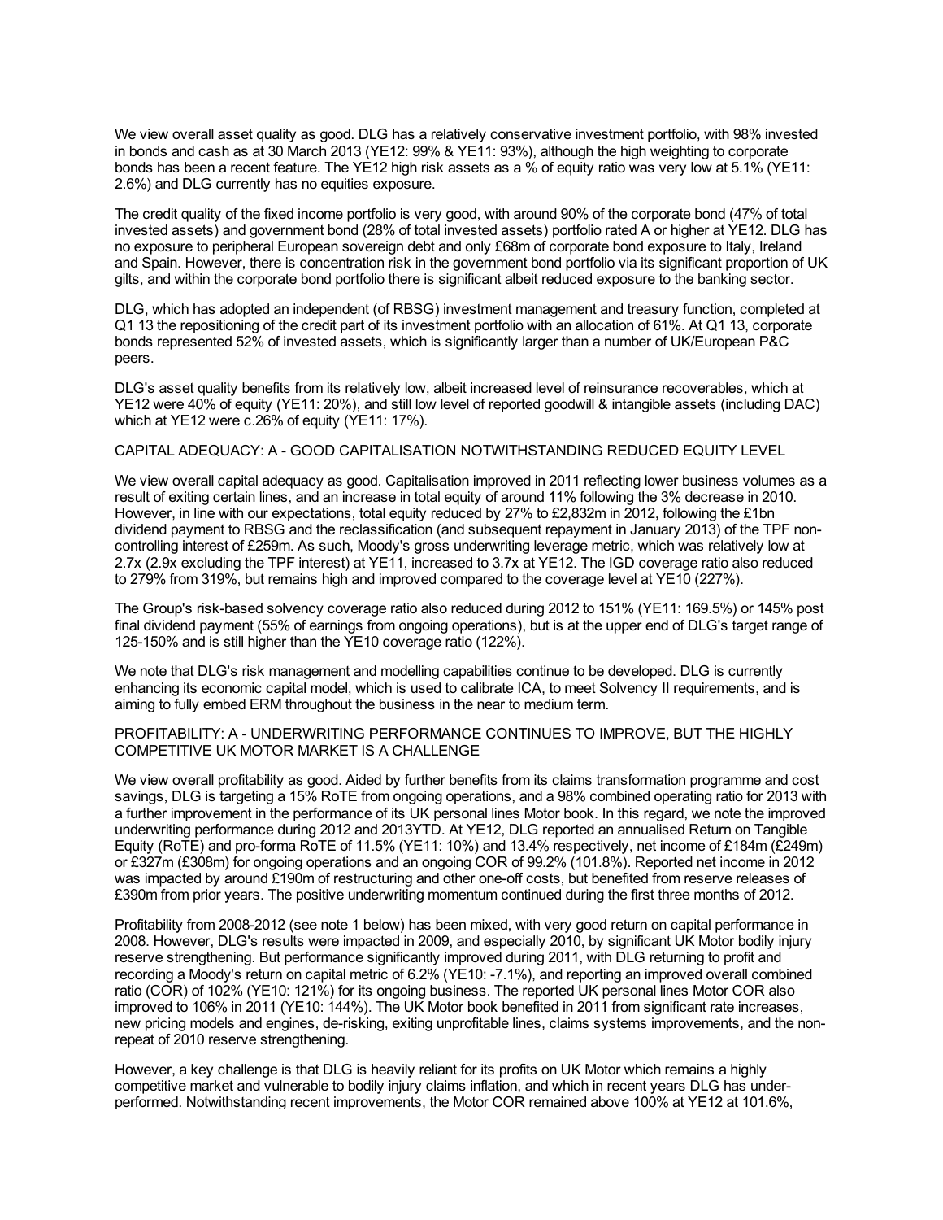We view overall asset quality as good. DLG has a relatively conservative investment portfolio, with 98% invested in bonds and cash as at 30 March 2013 (YE12: 99% & YE11: 93%), although the high weighting to corporate bonds has been a recent feature. The YE12 high risk assets as a % of equity ratio was very low at 5.1% (YE11: 2.6%) and DLG currently has no equities exposure.

The credit quality of the fixed income portfolio is very good, with around 90% of the corporate bond (47% of total invested assets) and government bond (28% of total invested assets) portfolio rated A or higher at YE12. DLG has no exposure to peripheral European sovereign debt and only £68m of corporate bond exposure to Italy, Ireland and Spain. However, there is concentration risk in the government bond portfolio via its significant proportion of UK gilts, and within the corporate bond portfolio there is significant albeit reduced exposure to the banking sector.

DLG, which has adopted an independent (of RBSG) investment management and treasury function, completed at Q1 13 the repositioning of the credit part of its investment portfolio with an allocation of 61%. At Q1 13, corporate bonds represented 52% of invested assets, which is significantly larger than a number of UK/European P&C peers.

DLG's asset quality benefits from its relatively low, albeit increased level of reinsurance recoverables, which at YE12 were 40% of equity (YE11: 20%), and still low level of reported goodwill & intangible assets (including DAC) which at YE12 were c.26% of equity (YE11: 17%).

## CAPITAL ADEQUACY: A - GOOD CAPITALISATION NOTWITHSTANDING REDUCED EQUITY LEVEL

We view overall capital adequacy as good. Capitalisation improved in 2011 reflecting lower business volumes as a result of exiting certain lines, and an increase in total equity of around 11% following the 3% decrease in 2010. However, in line with our expectations, total equity reduced by 27% to £2,832m in 2012, following the £1bn dividend payment to RBSG and the reclassification (and subsequent repayment in January 2013) of the TPF non-controlling interest of £259m. As such, Moody's gross underwriting leverage metric, which was relatively low at 2.7x (2.9x excluding the TPF interest) at YE11, increased to 3.7x at YE12. The IGD coverage ratio also reduced to 279% from 319%, but remains high and improved compared to the coverage level at YE10 (227%).

The Group's risk-based solvency coverage ratio also reduced during 2012 to 151% (YE11: 169.5%) or 145% post final dividend payment (55% of earnings from ongoing operations), but is at the upper end of DLG's target range of 125-150% and is still higher than the YE10 coverage ratio (122%).

We note that DLG's risk management and modelling capabilities continue to be developed. DLG is currently enhancing its economic capital model, which is used to calibrate ICA, to meet Solvency II requirements, and is aiming to fully embed ERM throughout the business in the near to medium term.

## PROFITABILITY: A - UNDERWRITING PERFORMANCE CONTINUES TO IMPROVE, BUT THE HIGHLY COMPETITIVE UK MOTOR MARKET IS A CHALLENGE

We view overall profitability as good. Aided by further benefits from its claims transformation programme and cost savings, DLG is targeting a 15% RoTE from ongoing operations, and a 98% combined operating ratio for 2013 with a further improvement in the performance of its UK personal lines Motor book. In this regard, we note the improved underwriting performance during 2012 and 2013YTD. At YE12, DLG reported an annualised Return on Tangible Equity (RoTE) and pro-forma RoTE of 11.5% (YE11: 10%) and 13.4% respectively, net income of £184m (£249m) or £327m (£308m) for ongoing operations and an ongoing COR of 99.2% (101.8%). Reported net income in 2012 was impacted by around £190m of restructuring and other one-off costs, but benefited from reserve releases of £390m from prior years. The positive underwriting momentum continued during the first three months of 2012.

Profitability from 2008-2012 (see note 1 below) has been mixed, with very good return on capital performance in 2008. However, DLG's results were impacted in 2009, and especially 2010, by significant UK Motor bodily injury reserve strengthening. But performance significantly improved during 2011, with DLG returning to profit and recording a Moody's return on capital metric of 6.2% (YE10: -7.1%), and reporting an improved overall combined ratio (COR) of 102% (YE10: 121%) for its ongoing business. The reported UK personal lines Motor COR also improved to 106% in 2011 (YE10: 144%). The UK Motor book benefited in 2011 from significant rate increases, new pricing models and engines, de-risking, exiting unprofitable lines, claims systems improvements, and the non-repeat of 2010 reserve strengthening.

However, a key challenge is that DLG is heavily reliant for its profits on UK Motor which remains a highly competitive market and vulnerable to bodily injury claims inflation, and which in recent years DLG has under-performed. Notwithstanding recent improvements, the Motor COR remained above 100% at YE12 at 101.6%,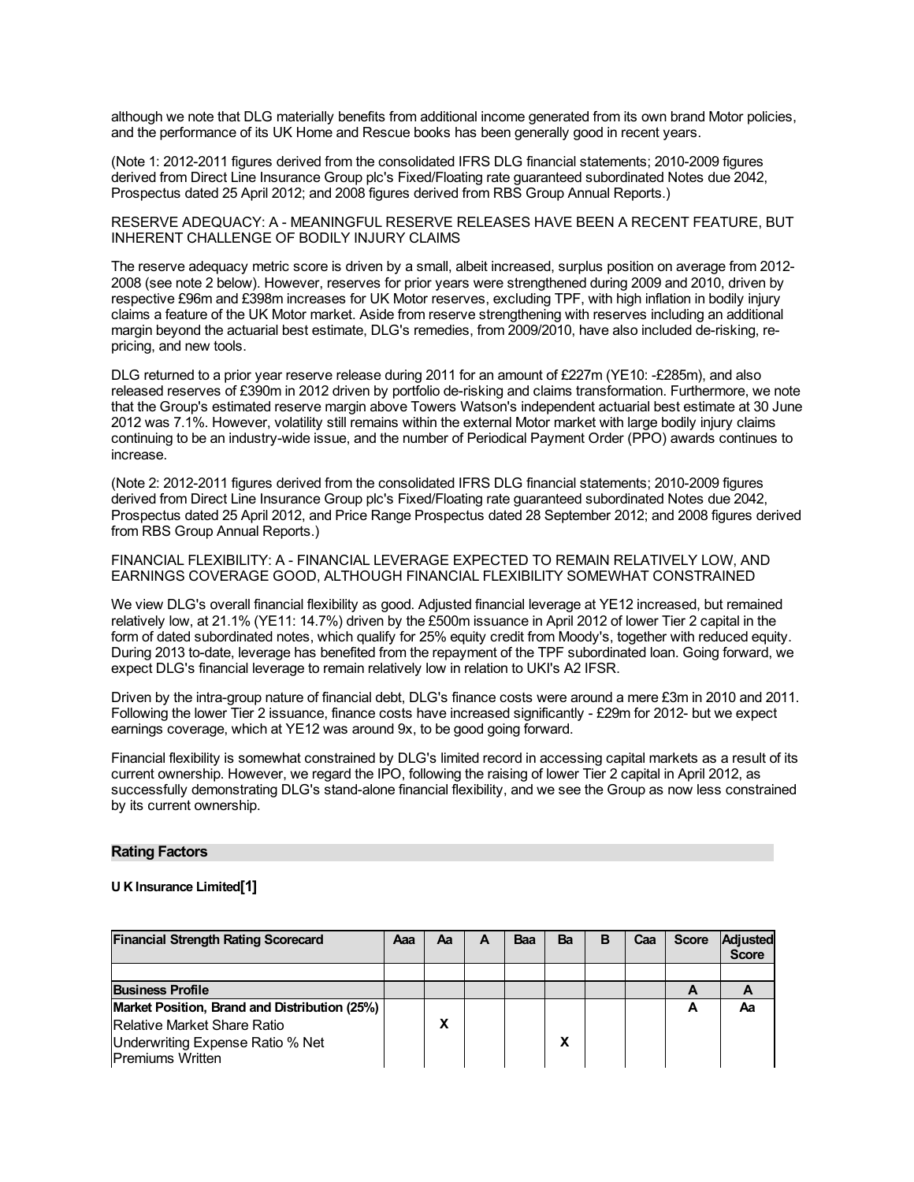although we note that DLG materially benefits from additional income generated from its own brand Motor policies, and the performance of its UK Home and Rescue books has been generally good in recent years.

(Note 1: 2012-2011 figures derived from the consolidated IFRS DLG financial statements; 2010-2009 figures derived from Direct Line Insurance Group plc's Fixed/Floating rate guaranteed subordinated Notes due 2042, Prospectus dated 25 April 2012; and 2008 figures derived from RBS Group Annual Reports.)

RESERVE ADEQUACY: A - MEANINGFUL RESERVE RELEASES HAVE BEEN A RECENT FEATURE, BUT INHERENT CHALLENGE OF BODILY INJURY CLAIMS

The reserve adequacy metric score is driven by a small, albeit increased, surplus position on average from 2012-2008 (see note 2 below). However, reserves for prior years were strengthened during 2009 and 2010, driven by respective £96m and £398m increases for UK Motor reserves, excluding TPF, with high inflation in bodily injury claims a feature of the UK Motor market. Aside from reserve strengthening with reserves including an additional margin beyond the actuarial best estimate, DLG's remedies, from 2009/2010, have also included de-risking, re-pricing, and new tools.

DLG returned to a prior year reserve release during 2011 for an amount of £227m (YE10: -£285m), and also released reserves of £390m in 2012 driven by portfolio de-risking and claims transformation. Furthermore, we note that the Group's estimated reserve margin above Towers Watson's independent actuarial best estimate at 30 June 2012 was 7.1%. However, volatility still remains within the external Motor market with large bodily injury claims continuing to be an industry-wide issue, and the number of Periodical Payment Order (PPO) awards continues to increase.

(Note 2: 2012-2011 figures derived from the consolidated IFRS DLG financial statements; 2010-2009 figures derived from Direct Line Insurance Group plc's Fixed/Floating rate guaranteed subordinated Notes due 2042, Prospectus dated 25 April 2012, and Price Range Prospectus dated 28 September 2012; and 2008 figures derived from RBS Group Annual Reports.)

FINANCIAL FLEXIBILITY: A - FINANCIAL LEVERAGE EXPECTED TO REMAIN RELATIVELY LOW, AND EARNINGS COVERAGE GOOD, ALTHOUGH FINANCIAL FLEXIBILITY SOMEWHAT CONSTRAINED

We view DLG's overall financial flexibility as good. Adjusted financial leverage at YE12 increased, but remained relatively low, at 21.1% (YE11: 14.7%) driven by the £500m issuance in April 2012 of lower Tier 2 capital in the form of dated subordinated notes, which qualify for 25% equity credit from Moody's, together with reduced equity. During 2013 to-date, leverage has benefited from the repayment of the TPF subordinated loan. Going forward, we expect DLG's financial leverage to remain relatively low in relation to UKI's A2 IFSR.

Driven by the intra-group nature of financial debt, DLG's finance costs were around a mere £3m in 2010 and 2011. Following the lower Tier 2 issuance, finance costs have increased significantly - £29m for 2012- but we expect earnings coverage, which at YE12 was around 9x, to be good going forward.

Financial flexibility is somewhat constrained by DLG's limited record in accessing capital markets as a result of its current ownership. However, we regard the IPO, following the raising of lower Tier 2 capital in April 2012, as successfully demonstrating DLG's stand-alone financial flexibility, and we see the Group as now less constrained by its current ownership.

## Rating Factors

**U K Insurance Limited[1]**

| Financial Strength Rating Scorecard | Aaa | Aa | A | Baa | Ba | B | Caa | Score | Adjusted Score |
|---|---|---|---|---|---|---|---|---|---|
| | | | | | | | | | |
| **Business Profile** | | | | | | | | **A** | **A** |
| **Market Position, Brand and Distribution (25%)** | | | | | | | | **A** | **Aa** |
| Relative Market Share Ratio | | X | | | | | | | |
| Underwriting Expense Ratio % Net Premiums Written | | | | | X | | | | |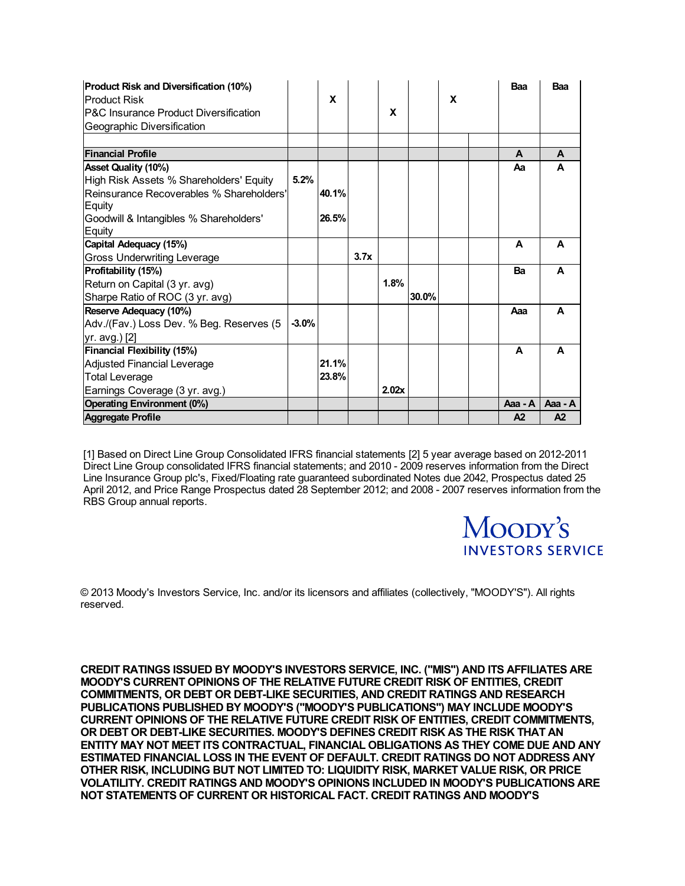| | | | | | | | | | |
|---|---|---|---|---|---|---|---|---|---|
| **Product Risk and Diversification (10%)** | | | | | | | | **Baa** | **Baa** |
| Product Risk | | **X** | | | | | | | |
| P&C Insurance Product Diversification | | | | **X** | | | | | |
| Geographic Diversification | | | | | | **X** | | | |
| | | | | | | | | | |
| **Financial Profile** | | | | | | | | **A** | **A** |
| **Asset Quality (10%)** | | | | | | | | **Aa** | **A** |
| High Risk Assets % Shareholders' Equity | **5.2%** | | | | | | | | |
| Reinsurance Recoverables % Shareholders' Equity | | **40.1%** | | | | | | | |
| Goodwill & Intangibles % Shareholders' Equity | | **26.5%** | | | | | | | |
| **Capital Adequacy (15%)** | | | | | | | | **A** | **A** |
| Gross Underwriting Leverage | | | **3.7x** | | | | | | |
| **Profitability (15%)** | | | | | | | | **Ba** | **A** |
| Return on Capital (3 yr. avg) | | | | **1.8%** | | | | | |
| Sharpe Ratio of ROC (3 yr. avg) | | | | | **30.0%** | | | | |
| **Reserve Adequacy (10%)** | | | | | | | | **Aaa** | **A** |
| Adv./(Fav.) Loss Dev. % Beg. Reserves (5 yr. avg.) [2] | **-3.0%** | | | | | | | | |
| **Financial Flexibility (15%)** | | | | | | | | **A** | **A** |
| Adjusted Financial Leverage | | **21.1%** | | | | | | | |
| Total Leverage | | **23.8%** | | | | | | | |
| Earnings Coverage (3 yr. avg.) | | | | **2.02x** | | | | | |
| **Operating Environment (0%)** | | | | | | | | **Aaa - A** | **Aaa - A** |
| **Aggregate Profile** | | | | | | | | **A2** | **A2** |

[1] Based on Direct Line Group Consolidated IFRS financial statements [2] 5 year average based on 2012-2011 Direct Line Group consolidated IFRS financial statements; and 2010 - 2009 reserves information from the Direct Line Insurance Group plc's, Fixed/Floating rate guaranteed subordinated Notes due 2042, Prospectus dated 25 April 2012, and Price Range Prospectus dated 28 September 2012; and 2008 - 2007 reserves information from the RBS Group annual reports.

MOODY'S INVESTORS SERVICE

© 2013 Moody's Investors Service, Inc. and/or its licensors and affiliates (collectively, "MOODY'S"). All rights reserved.

**CREDIT RATINGS ISSUED BY MOODY'S INVESTORS SERVICE, INC. ("MIS") AND ITS AFFILIATES ARE MOODY'S CURRENT OPINIONS OF THE RELATIVE FUTURE CREDIT RISK OF ENTITIES, CREDIT COMMITMENTS, OR DEBT OR DEBT-LIKE SECURITIES, AND CREDIT RATINGS AND RESEARCH PUBLICATIONS PUBLISHED BY MOODY'S ("MOODY'S PUBLICATIONS") MAY INCLUDE MOODY'S CURRENT OPINIONS OF THE RELATIVE FUTURE CREDIT RISK OF ENTITIES, CREDIT COMMITMENTS, OR DEBT OR DEBT-LIKE SECURITIES. MOODY'S DEFINES CREDIT RISK AS THE RISK THAT AN ENTITY MAY NOT MEET ITS CONTRACTUAL, FINANCIAL OBLIGATIONS AS THEY COME DUE AND ANY ESTIMATED FINANCIAL LOSS IN THE EVENT OF DEFAULT. CREDIT RATINGS DO NOT ADDRESS ANY OTHER RISK, INCLUDING BUT NOT LIMITED TO: LIQUIDITY RISK, MARKET VALUE RISK, OR PRICE VOLATILITY. CREDIT RATINGS AND MOODY'S OPINIONS INCLUDED IN MOODY'S PUBLICATIONS ARE NOT STATEMENTS OF CURRENT OR HISTORICAL FACT. CREDIT RATINGS AND MOODY'S**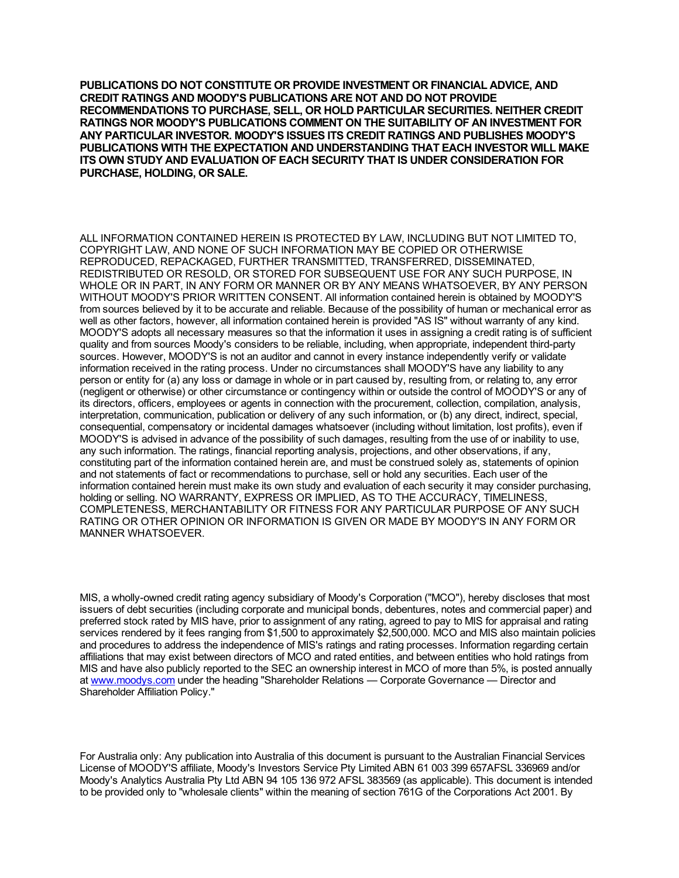**PUBLICATIONS DO NOT CONSTITUTE OR PROVIDE INVESTMENT OR FINANCIAL ADVICE, AND CREDIT RATINGS AND MOODY'S PUBLICATIONS ARE NOT AND DO NOT PROVIDE RECOMMENDATIONS TO PURCHASE, SELL, OR HOLD PARTICULAR SECURITIES. NEITHER CREDIT RATINGS NOR MOODY'S PUBLICATIONS COMMENT ON THE SUITABILITY OF AN INVESTMENT FOR ANY PARTICULAR INVESTOR. MOODY'S ISSUES ITS CREDIT RATINGS AND PUBLISHES MOODY'S PUBLICATIONS WITH THE EXPECTATION AND UNDERSTANDING THAT EACH INVESTOR WILL MAKE ITS OWN STUDY AND EVALUATION OF EACH SECURITY THAT IS UNDER CONSIDERATION FOR PURCHASE, HOLDING, OR SALE.**

ALL INFORMATION CONTAINED HEREIN IS PROTECTED BY LAW, INCLUDING BUT NOT LIMITED TO, COPYRIGHT LAW, AND NONE OF SUCH INFORMATION MAY BE COPIED OR OTHERWISE REPRODUCED, REPACKAGED, FURTHER TRANSMITTED, TRANSFERRED, DISSEMINATED, REDISTRIBUTED OR RESOLD, OR STORED FOR SUBSEQUENT USE FOR ANY SUCH PURPOSE, IN WHOLE OR IN PART, IN ANY FORM OR MANNER OR BY ANY MEANS WHATSOEVER, BY ANY PERSON WITHOUT MOODY'S PRIOR WRITTEN CONSENT. All information contained herein is obtained by MOODY'S from sources believed by it to be accurate and reliable. Because of the possibility of human or mechanical error as well as other factors, however, all information contained herein is provided "AS IS" without warranty of any kind. MOODY'S adopts all necessary measures so that the information it uses in assigning a credit rating is of sufficient quality and from sources Moody's considers to be reliable, including, when appropriate, independent third-party sources. However, MOODY'S is not an auditor and cannot in every instance independently verify or validate information received in the rating process. Under no circumstances shall MOODY'S have any liability to any person or entity for (a) any loss or damage in whole or in part caused by, resulting from, or relating to, any error (negligent or otherwise) or other circumstance or contingency within or outside the control of MOODY'S or any of its directors, officers, employees or agents in connection with the procurement, collection, compilation, analysis, interpretation, communication, publication or delivery of any such information, or (b) any direct, indirect, special, consequential, compensatory or incidental damages whatsoever (including without limitation, lost profits), even if MOODY'S is advised in advance of the possibility of such damages, resulting from the use of or inability to use, any such information. The ratings, financial reporting analysis, projections, and other observations, if any, constituting part of the information contained herein are, and must be construed solely as, statements of opinion and not statements of fact or recommendations to purchase, sell or hold any securities. Each user of the information contained herein must make its own study and evaluation of each security it may consider purchasing, holding or selling. NO WARRANTY, EXPRESS OR IMPLIED, AS TO THE ACCURACY, TIMELINESS, COMPLETENESS, MERCHANTABILITY OR FITNESS FOR ANY PARTICULAR PURPOSE OF ANY SUCH RATING OR OTHER OPINION OR INFORMATION IS GIVEN OR MADE BY MOODY'S IN ANY FORM OR MANNER WHATSOEVER.

MIS, a wholly-owned credit rating agency subsidiary of Moody's Corporation ("MCO"), hereby discloses that most issuers of debt securities (including corporate and municipal bonds, debentures, notes and commercial paper) and preferred stock rated by MIS have, prior to assignment of any rating, agreed to pay to MIS for appraisal and rating services rendered by it fees ranging from $1,500 to approximately $2,500,000. MCO and MIS also maintain policies and procedures to address the independence of MIS's ratings and rating processes. Information regarding certain affiliations that may exist between directors of MCO and rated entities, and between entities who hold ratings from MIS and have also publicly reported to the SEC an ownership interest in MCO of more than 5%, is posted annually at www.moodys.com under the heading "Shareholder Relations — Corporate Governance — Director and Shareholder Affiliation Policy."

For Australia only: Any publication into Australia of this document is pursuant to the Australian Financial Services License of MOODY'S affiliate, Moody's Investors Service Pty Limited ABN 61 003 399 657AFSL 336969 and/or Moody's Analytics Australia Pty Ltd ABN 94 105 136 972 AFSL 383569 (as applicable). This document is intended to be provided only to "wholesale clients" within the meaning of section 761G of the Corporations Act 2001. By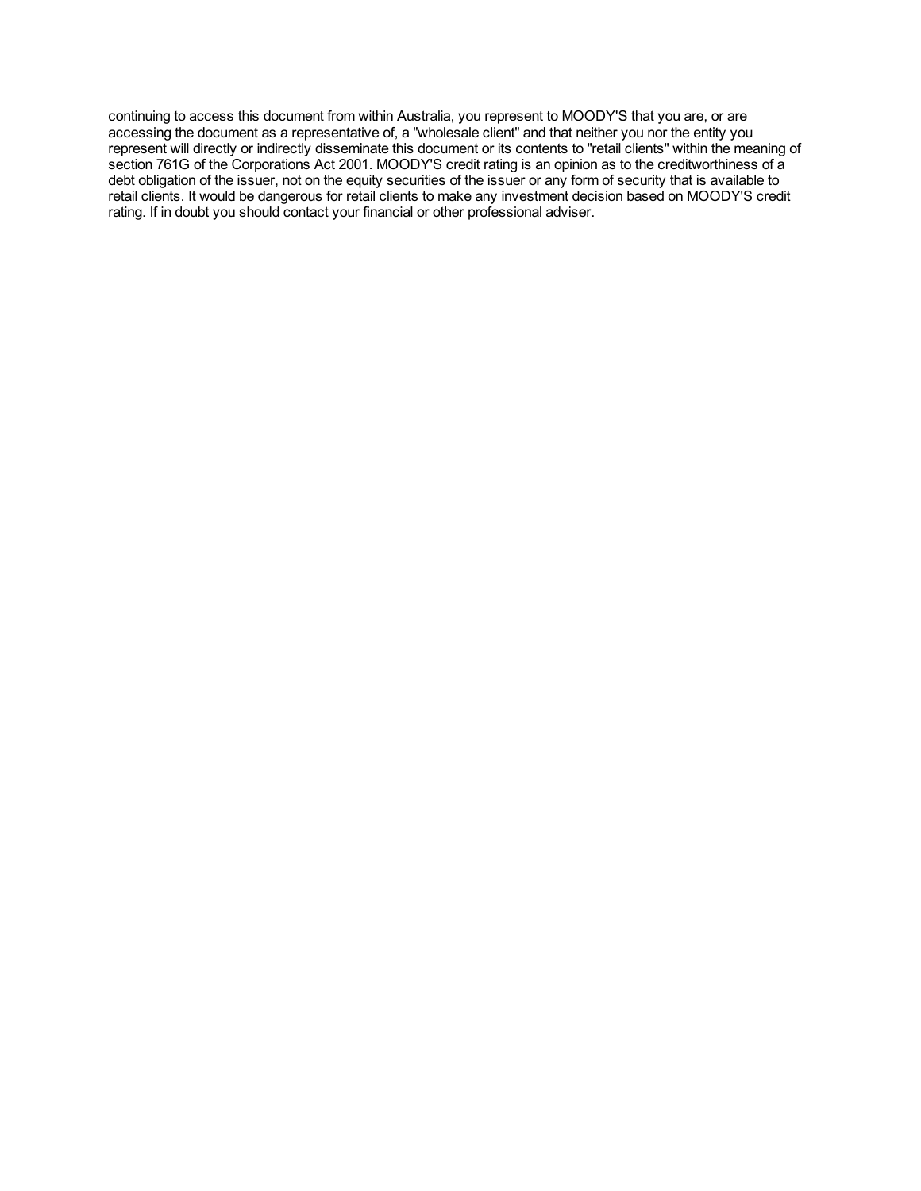continuing to access this document from within Australia, you represent to MOODY'S that you are, or are accessing the document as a representative of, a "wholesale client" and that neither you nor the entity you represent will directly or indirectly disseminate this document or its contents to "retail clients" within the meaning of section 761G of the Corporations Act 2001. MOODY'S credit rating is an opinion as to the creditworthiness of a debt obligation of the issuer, not on the equity securities of the issuer or any form of security that is available to retail clients. It would be dangerous for retail clients to make any investment decision based on MOODY'S credit rating. If in doubt you should contact your financial or other professional adviser.